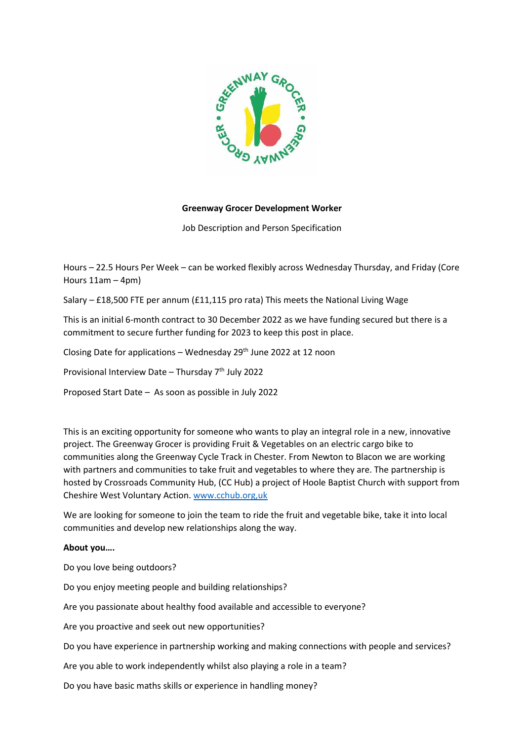**Greenway Grocer Development Worker**

Job Description and Person Specification

Hours – 22.5 Hours Per Week – can be worked flexibly across Wednesday Thursday, and Friday (Core Hours 11am – 4pm)

Salary – £18,500 FTE per annum (£11,115 pro rata) This meets the National Living Wage

This is an initial 6-month contract to 30 December 2022 as we have funding secured but there is a commitment to secure further funding for 2023 to keep this post in place.

Closing Date for applications – Wednesday 29th June 2022 at 12 noon

Provisional Interview Date – Thursday 7th July 2022

Proposed Start Date – As soon as possible in July 2022

This is an exciting opportunity for someone who wants to play an integral role in a new, innovative project. The Greenway Grocer is providing Fruit & Vegetables on an electric cargo bike to communities along the Greenway Cycle Track in Chester. From Newton to Blacon we are working with partners and communities to take fruit and vegetables to where they are. The partnership is hosted by Crossroads Community Hub, (CC Hub) a project of Hoole Baptist Church with support from Cheshire West Voluntary Action. www.cchub.org,uk

We are looking for someone to join the team to ride the fruit and vegetable bike, take it into local communities and develop new relationships along the way.

**About you….**

Do you love being outdoors?

Do you enjoy meeting people and building relationships?

Are you passionate about healthy food available and accessible to everyone?

Are you proactive and seek out new opportunities?

Do you have experience in partnership working and making connections with people and services?

Are you able to work independently whilst also playing a role in a team?

Do you have basic maths skills or experience in handling money?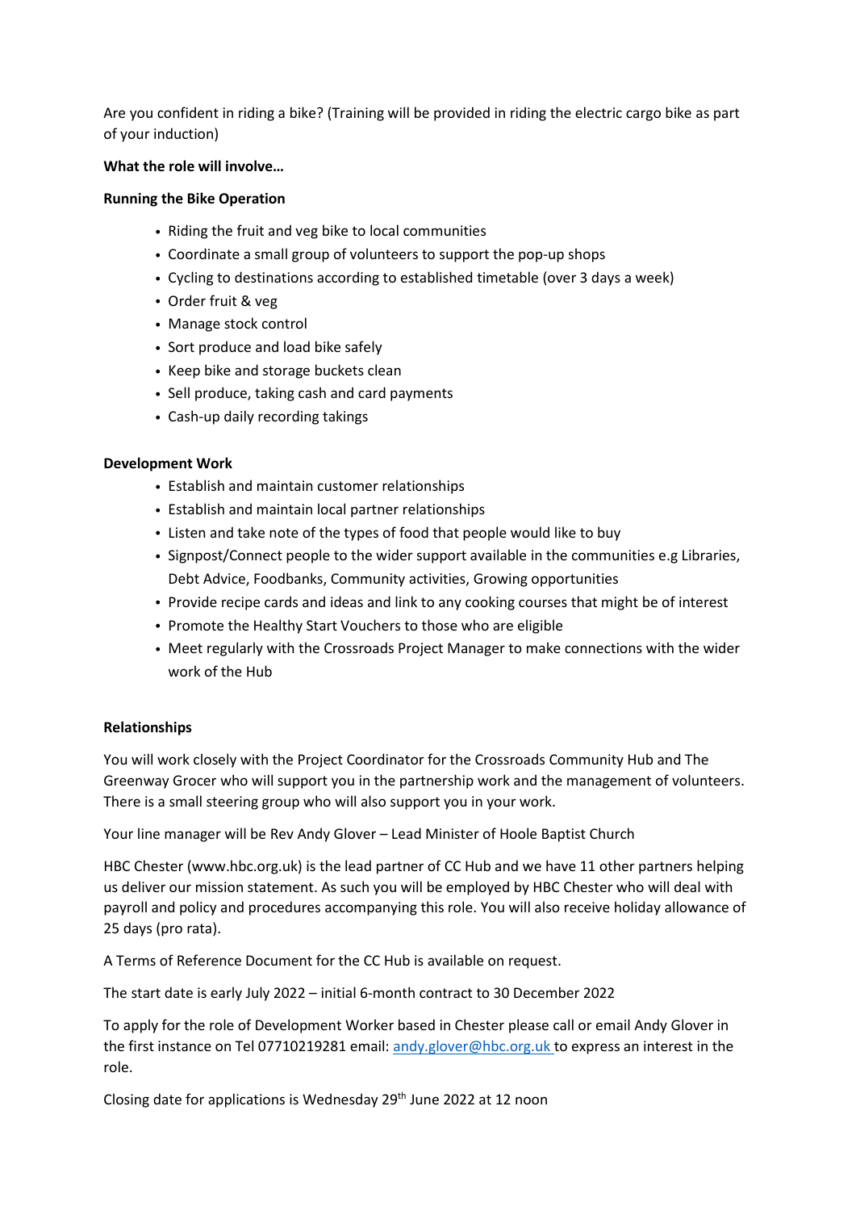Are you confident in riding a bike? (Training will be provided in riding the electric cargo bike as part of your induction)

**What the role will involve…**

**Running the Bike Operation**

- Riding the fruit and veg bike to local communities
- Coordinate a small group of volunteers to support the pop-up shops
- Cycling to destinations according to established timetable (over 3 days a week)
- Order fruit & veg
- Manage stock control
- Sort produce and load bike safely
- Keep bike and storage buckets clean
- Sell produce, taking cash and card payments
- Cash-up daily recording takings

**Development Work**

- Establish and maintain customer relationships
- Establish and maintain local partner relationships
- Listen and take note of the types of food that people would like to buy
- Signpost/Connect people to the wider support available in the communities e.g Libraries, Debt Advice, Foodbanks, Community activities, Growing opportunities
- Provide recipe cards and ideas and link to any cooking courses that might be of interest
- Promote the Healthy Start Vouchers to those who are eligible
- Meet regularly with the Crossroads Project Manager to make connections with the wider work of the Hub

**Relationships**

You will work closely with the Project Coordinator for the Crossroads Community Hub and The Greenway Grocer who will support you in the partnership work and the management of volunteers. There is a small steering group who will also support you in your work.

Your line manager will be Rev Andy Glover – Lead Minister of Hoole Baptist Church

HBC Chester (www.hbc.org.uk) is the lead partner of CC Hub and we have 11 other partners helping us deliver our mission statement. As such you will be employed by HBC Chester who will deal with payroll and policy and procedures accompanying this role. You will also receive holiday allowance of 25 days (pro rata).

A Terms of Reference Document for the CC Hub is available on request.

The start date is early July 2022 – initial 6-month contract to 30 December 2022

To apply for the role of Development Worker based in Chester please call or email Andy Glover in the first instance on Tel 07710219281 email: andy.glover@hbc.org.uk to express an interest in the role.

Closing date for applications is Wednesday 29th June 2022 at 12 noon